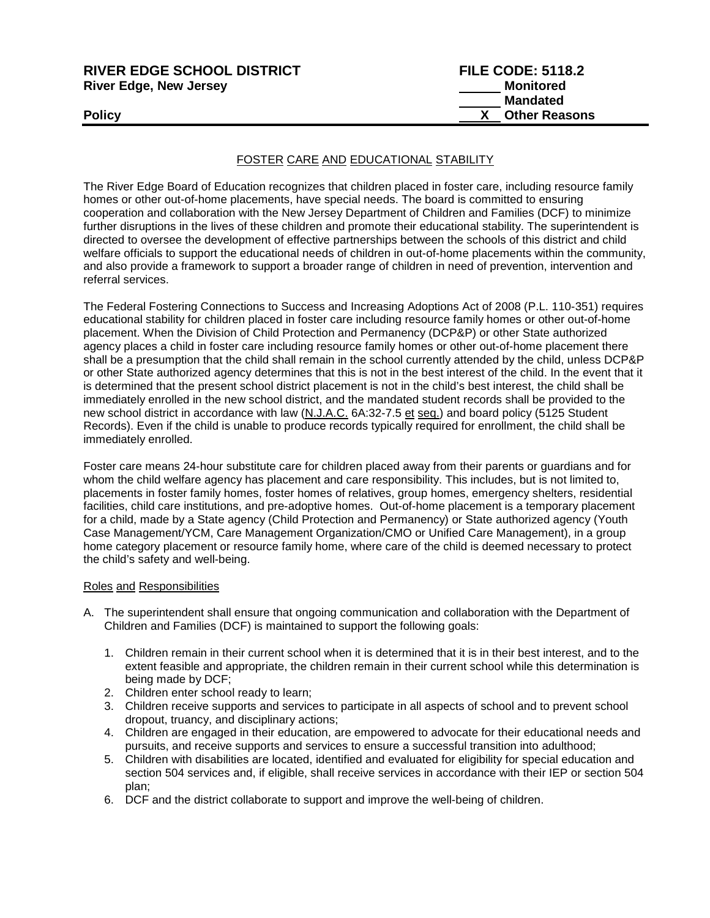**RIVER EDGE SCHOOL DISTRICT**
**River Edge, New Jersey**

**Policy**

**FILE CODE: 5118.2**
**\_\_\_\_\_\_ Monitored**
**\_\_\_\_\_\_ Mandated**
**\_\_X\_\_ Other Reasons**

FOSTER CARE AND EDUCATIONAL STABILITY

The River Edge Board of Education recognizes that children placed in foster care, including resource family homes or other out-of-home placements, have special needs. The board is committed to ensuring cooperation and collaboration with the New Jersey Department of Children and Families (DCF) to minimize further disruptions in the lives of these children and promote their educational stability. The superintendent is directed to oversee the development of effective partnerships between the schools of this district and child welfare officials to support the educational needs of children in out-of-home placements within the community, and also provide a framework to support a broader range of children in need of prevention, intervention and referral services.

The Federal Fostering Connections to Success and Increasing Adoptions Act of 2008 (P.L. 110-351) requires educational stability for children placed in foster care including resource family homes or other out-of-home placement. When the Division of Child Protection and Permanency (DCP&P) or other State authorized agency places a child in foster care including resource family homes or other out-of-home placement there shall be a presumption that the child shall remain in the school currently attended by the child, unless DCP&P or other State authorized agency determines that this is not in the best interest of the child. In the event that it is determined that the present school district placement is not in the child's best interest, the child shall be immediately enrolled in the new school district, and the mandated student records shall be provided to the new school district in accordance with law (N.J.A.C. 6A:32-7.5 et seq.) and board policy (5125 Student Records). Even if the child is unable to produce records typically required for enrollment, the child shall be immediately enrolled.

Foster care means 24-hour substitute care for children placed away from their parents or guardians and for whom the child welfare agency has placement and care responsibility. This includes, but is not limited to, placements in foster family homes, foster homes of relatives, group homes, emergency shelters, residential facilities, child care institutions, and pre-adoptive homes. Out-of-home placement is a temporary placement for a child, made by a State agency (Child Protection and Permanency) or State authorized agency (Youth Case Management/YCM, Care Management Organization/CMO or Unified Care Management), in a group home category placement or resource family home, where care of the child is deemed necessary to protect the child's safety and well-being.

Roles and Responsibilities

A. The superintendent shall ensure that ongoing communication and collaboration with the Department of Children and Families (DCF) is maintained to support the following goals:

   1. Children remain in their current school when it is determined that it is in their best interest, and to the extent feasible and appropriate, the children remain in their current school while this determination is being made by DCF;
   2. Children enter school ready to learn;
   3. Children receive supports and services to participate in all aspects of school and to prevent school dropout, truancy, and disciplinary actions;
   4. Children are engaged in their education, are empowered to advocate for their educational needs and pursuits, and receive supports and services to ensure a successful transition into adulthood;
   5. Children with disabilities are located, identified and evaluated for eligibility for special education and section 504 services and, if eligible, shall receive services in accordance with their IEP or section 504 plan;
   6. DCF and the district collaborate to support and improve the well-being of children.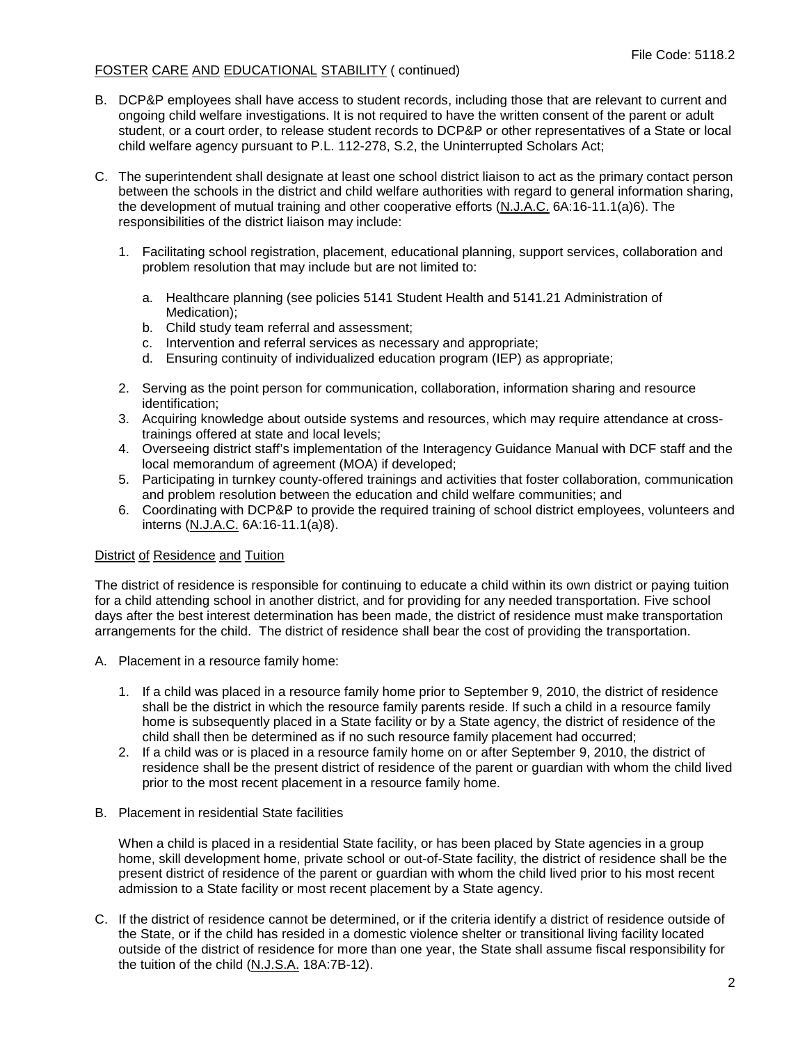B. DCP&P employees shall have access to student records, including those that are relevant to current and ongoing child welfare investigations. It is not required to have the written consent of the parent or adult student, or a court order, to release student records to DCP&P or other representatives of a State or local child welfare agency pursuant to P.L. 112-278, S.2, the Uninterrupted Scholars Act;

C. The superintendent shall designate at least one school district liaison to act as the primary contact person between the schools in the district and child welfare authorities with regard to general information sharing, the development of mutual training and other cooperative efforts (N.J.A.C. 6A:16-11.1(a)6). The responsibilities of the district liaison may include:

   1. Facilitating school registration, placement, educational planning, support services, collaboration and problem resolution that may include but are not limited to:

      a. Healthcare planning (see policies 5141 Student Health and 5141.21 Administration of Medication);
      b. Child study team referral and assessment;
      c. Intervention and referral services as necessary and appropriate;
      d. Ensuring continuity of individualized education program (IEP) as appropriate;

   2. Serving as the point person for communication, collaboration, information sharing and resource identification;
   3. Acquiring knowledge about outside systems and resources, which may require attendance at cross-trainings offered at state and local levels;
   4. Overseeing district staff's implementation of the Interagency Guidance Manual with DCF staff and the local memorandum of agreement (MOA) if developed;
   5. Participating in turnkey county-offered trainings and activities that foster collaboration, communication and problem resolution between the education and child welfare communities; and
   6. Coordinating with DCP&P to provide the required training of school district employees, volunteers and interns (N.J.A.C. 6A:16-11.1(a)8).

## District of Residence and Tuition

The district of residence is responsible for continuing to educate a child within its own district or paying tuition for a child attending school in another district, and for providing for any needed transportation. Five school days after the best interest determination has been made, the district of residence must make transportation arrangements for the child. The district of residence shall bear the cost of providing the transportation.

A. Placement in a resource family home:

   1. If a child was placed in a resource family home prior to September 9, 2010, the district of residence shall be the district in which the resource family parents reside. If such a child in a resource family home is subsequently placed in a State facility or by a State agency, the district of residence of the child shall then be determined as if no such resource family placement had occurred;
   2. If a child was or is placed in a resource family home on or after September 9, 2010, the district of residence shall be the present district of residence of the parent or guardian with whom the child lived prior to the most recent placement in a resource family home.

B. Placement in residential State facilities

   When a child is placed in a residential State facility, or has been placed by State agencies in a group home, skill development home, private school or out-of-State facility, the district of residence shall be the present district of residence of the parent or guardian with whom the child lived prior to his most recent admission to a State facility or most recent placement by a State agency.

C. If the district of residence cannot be determined, or if the criteria identify a district of residence outside of the State, or if the child has resided in a domestic violence shelter or transitional living facility located outside of the district of residence for more than one year, the State shall assume fiscal responsibility for the tuition of the child (N.J.S.A. 18A:7B-12).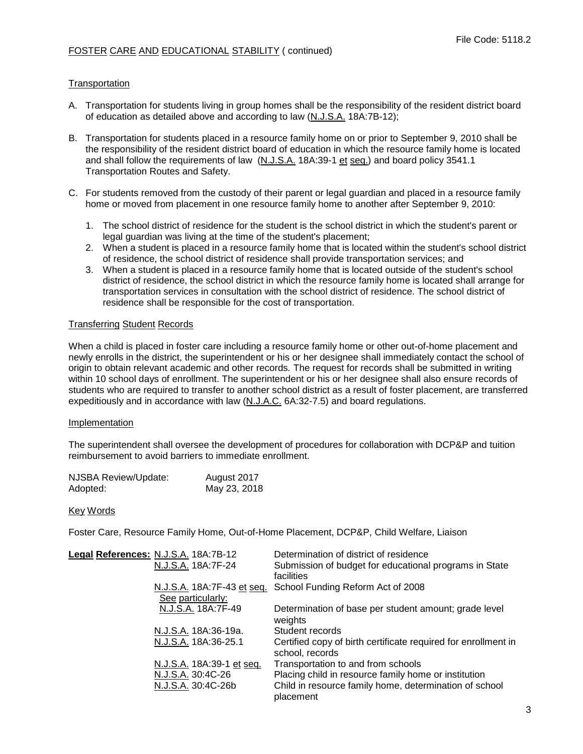## Transcription

A. Transportation for students living in group homes shall be the responsibility of the resident district board of education as detailed above and according to law (N.J.S.A. 18A:7B-12);

B. Transportation for students placed in a resource family home on or prior to September 9, 2010 shall be the responsibility of the resident district board of education in which the resource family home is located and shall follow the requirements of law (N.J.S.A. 18A:39-1 et seq.) and board policy 3541.1 Transportation Routes and Safety.

C. For students removed from the custody of their parent or legal guardian and placed in a resource family home or moved from placement in one resource family home to another after September 9, 2010:

   1. The school district of residence for the student is the school district in which the student's parent or legal guardian was living at the time of the student's placement;
   2. When a student is placed in a resource family home that is located within the student's school district of residence, the school district of residence shall provide transportation services; and
   3. When a student is placed in a resource family home that is located outside of the student's school district of residence, the school district in which the resource family home is located shall arrange for transportation services in consultation with the school district of residence. The school district of residence shall be responsible for the cost of transportation.

## Transferring Student Records

When a child is placed in foster care including a resource family home or other out-of-home placement and newly enrolls in the district, the superintendent or his or her designee shall immediately contact the school of origin to obtain relevant academic and other records. The request for records shall be submitted in writing within 10 school days of enrollment. The superintendent or his or her designee shall also ensure records of students who are required to transfer to another school district as a result of foster placement, are transferred expeditiously and in accordance with law (N.J.A.C. 6A:32-7.5) and board regulations.

## Implementation

The superintendent shall oversee the development of procedures for collaboration with DCP&P and tuition reimbursement to avoid barriers to immediate enrollment.

NJSBA Review/Update: August 2017
Adopted: May 23, 2018

## Key Words

Foster Care, Resource Family Home, Out-of-Home Placement, DCP&P, Child Welfare, Liaison

**Legal References:**

| Reference | Description |
| --- | --- |
| N.J.S.A. 18A:7B-12 | Determination of district of residence |
| N.J.S.A. 18A:7F-24 | Submission of budget for educational programs in State facilities |
| N.J.S.A. 18A:7F-43 et seq. | School Funding Reform Act of 2008 |
| See particularly: N.J.S.A. 18A:7F-49 | Determination of base per student amount; grade level weights |
| N.J.S.A. 18A:36-19a. | Student records |
| N.J.S.A. 18A:36-25.1 | Certified copy of birth certificate required for enrollment in school, records |
| N.J.S.A. 18A:39-1 et seq. | Transportation to and from schools |
| N.J.S.A. 30:4C-26 | Placing child in resource family home or institution |
| N.J.S.A. 30:4C-26b | Child in resource family home, determination of school placement |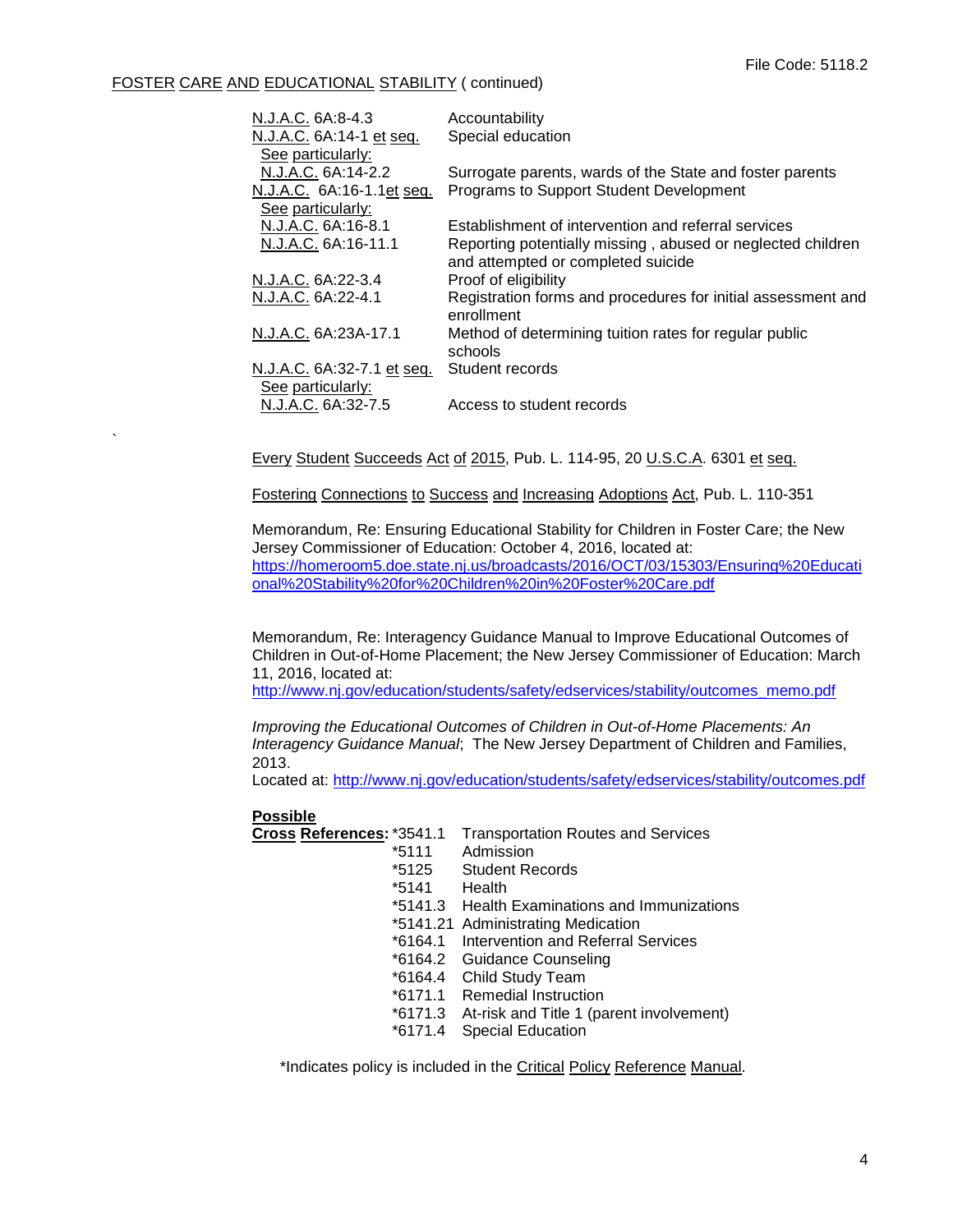FOSTER CARE AND EDUCATIONAL STABILITY ( continued)

| | |
|---|---|
| N.J.A.C. 6A:8-4.3 | Accountability |
| N.J.A.C. 6A:14-1 et seq. | Special education |
| See particularly: | |
| N.J.A.C. 6A:14-2.2 | Surrogate parents, wards of the State and foster parents |
| N.J.A.C. 6A:16-1.1et seq. | Programs to Support Student Development |
| See particularly: | |
| N.J.A.C. 6A:16-8.1 | Establishment of intervention and referral services |
| N.J.A.C. 6A:16-11.1 | Reporting potentially missing , abused or neglected children and attempted or completed suicide |
| N.J.A.C. 6A:22-3.4 | Proof of eligibility |
| N.J.A.C. 6A:22-4.1 | Registration forms and procedures for initial assessment and enrollment |
| N.J.A.C. 6A:23A-17.1 | Method of determining tuition rates for regular public schools |
| N.J.A.C. 6A:32-7.1 et seq. | Student records |
| See particularly: | |
| N.J.A.C. 6A:32-7.5 | Access to student records |

Every Student Succeeds Act of 2015, Pub. L. 114-95, 20 U.S.C.A. 6301 et seq.

Fostering Connections to Success and Increasing Adoptions Act, Pub. L. 110-351

Memorandum, Re: Ensuring Educational Stability for Children in Foster Care; the New Jersey Commissioner of Education: October 4, 2016, located at: https://homeroom5.doe.state.nj.us/broadcasts/2016/OCT/03/15303/Ensuring%20Educational%20Stability%20for%20Children%20in%20Foster%20Care.pdf

Memorandum, Re: Interagency Guidance Manual to Improve Educational Outcomes of Children in Out-of-Home Placement; the New Jersey Commissioner of Education: March 11, 2016, located at: http://www.nj.gov/education/students/safety/edservices/stability/outcomes_memo.pdf

*Improving the Educational Outcomes of Children in Out-of-Home Placements: An Interagency Guidance Manual*; The New Jersey Department of Children and Families, 2013.
Located at: http://www.nj.gov/education/students/safety/edservices/stability/outcomes.pdf

**Possible Cross References:**

| | |
|---|---|
| *3541.1 | Transportation Routes and Services |
| *5111 | Admission |
| *5125 | Student Records |
| *5141 | Health |
| *5141.3 | Health Examinations and Immunizations |
| *5141.21 | Administrating Medication |
| *6164.1 | Intervention and Referral Services |
| *6164.2 | Guidance Counseling |
| *6164.4 | Child Study Team |
| *6171.1 | Remedial Instruction |
| *6171.3 | At-risk and Title 1 (parent involvement) |
| *6171.4 | Special Education |

*Indicates policy is included in the Critical Policy Reference Manual.